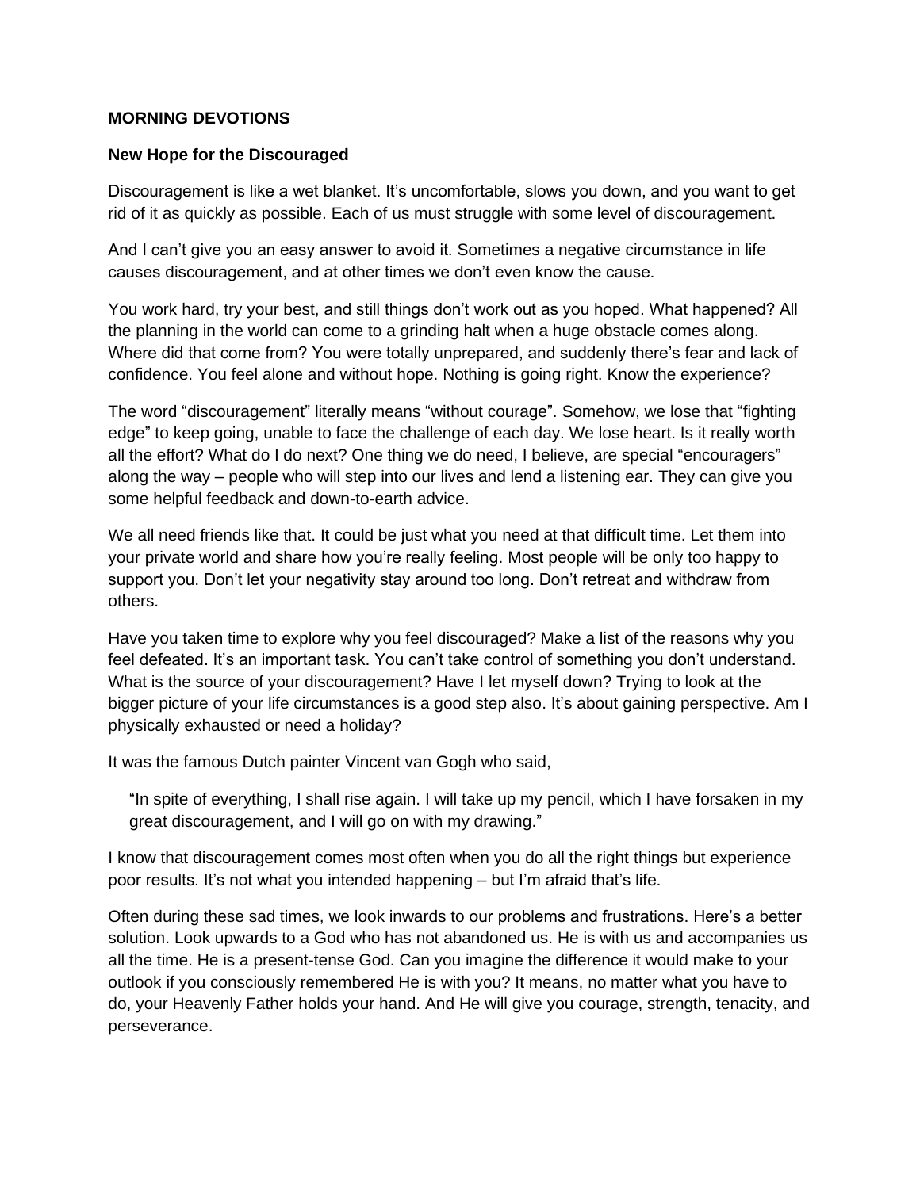**MORNING DEVOTIONS**

**New Hope for the Discouraged**

Discouragement is like a wet blanket. It's uncomfortable, slows you down, and you want to get rid of it as quickly as possible. Each of us must struggle with some level of discouragement.

And I can't give you an easy answer to avoid it. Sometimes a negative circumstance in life causes discouragement, and at other times we don't even know the cause.

You work hard, try your best, and still things don't work out as you hoped. What happened? All the planning in the world can come to a grinding halt when a huge obstacle comes along. Where did that come from? You were totally unprepared, and suddenly there's fear and lack of confidence. You feel alone and without hope. Nothing is going right. Know the experience?

The word "discouragement" literally means "without courage". Somehow, we lose that "fighting edge" to keep going, unable to face the challenge of each day. We lose heart. Is it really worth all the effort? What do I do next? One thing we do need, I believe, are special "encouragers" along the way – people who will step into our lives and lend a listening ear. They can give you some helpful feedback and down-to-earth advice.

We all need friends like that. It could be just what you need at that difficult time. Let them into your private world and share how you're really feeling. Most people will be only too happy to support you. Don't let your negativity stay around too long. Don't retreat and withdraw from others.

Have you taken time to explore why you feel discouraged? Make a list of the reasons why you feel defeated. It's an important task. You can't take control of something you don't understand. What is the source of your discouragement? Have I let myself down? Trying to look at the bigger picture of your life circumstances is a good step also. It's about gaining perspective. Am I physically exhausted or need a holiday?

It was the famous Dutch painter Vincent van Gogh who said,

> "In spite of everything, I shall rise again. I will take up my pencil, which I have forsaken in my great discouragement, and I will go on with my drawing."

I know that discouragement comes most often when you do all the right things but experience poor results. It's not what you intended happening – but I'm afraid that's life.

Often during these sad times, we look inwards to our problems and frustrations. Here's a better solution. Look upwards to a God who has not abandoned us. He is with us and accompanies us all the time. He is a present-tense God. Can you imagine the difference it would make to your outlook if you consciously remembered He is with you? It means, no matter what you have to do, your Heavenly Father holds your hand. And He will give you courage, strength, tenacity, and perseverance.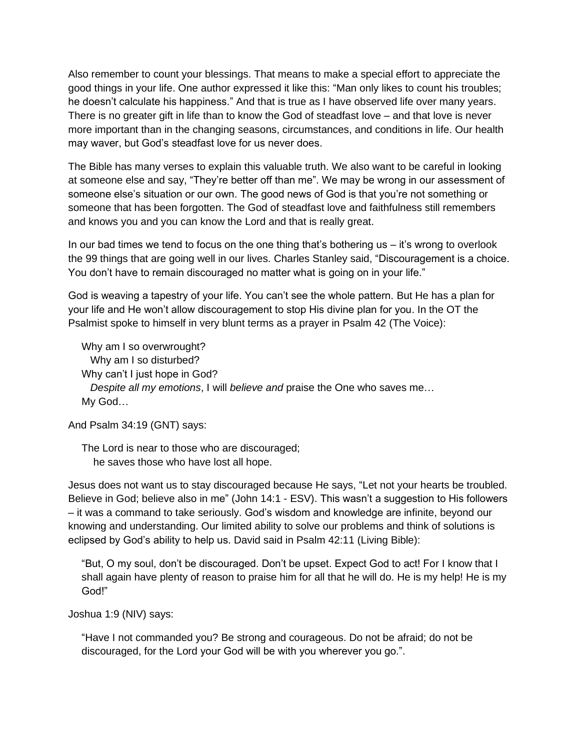Also remember to count your blessings. That means to make a special effort to appreciate the good things in your life. One author expressed it like this: "Man only likes to count his troubles; he doesn't calculate his happiness." And that is true as I have observed life over many years. There is no greater gift in life than to know the God of steadfast love – and that love is never more important than in the changing seasons, circumstances, and conditions in life. Our health may waver, but God's steadfast love for us never does.

The Bible has many verses to explain this valuable truth. We also want to be careful in looking at someone else and say, "They're better off than me". We may be wrong in our assessment of someone else's situation or our own. The good news of God is that you're not something or someone that has been forgotten. The God of steadfast love and faithfulness still remembers and knows you and you can know the Lord and that is really great.

In our bad times we tend to focus on the one thing that's bothering us – it's wrong to overlook the 99 things that are going well in our lives. Charles Stanley said, "Discouragement is a choice. You don't have to remain discouraged no matter what is going on in your life."

God is weaving a tapestry of your life. You can't see the whole pattern. But He has a plan for your life and He won't allow discouragement to stop His divine plan for you. In the OT the Psalmist spoke to himself in very blunt terms as a prayer in Psalm 42 (The Voice):

> Why am I so overwrought?
> Why am I so disturbed?
> Why can't I just hope in God?
> *Despite all my emotions*, I will *believe and* praise the One who saves me…
> My God…

And Psalm 34:19 (GNT) says:

> The Lord is near to those who are discouraged;
> he saves those who have lost all hope.

Jesus does not want us to stay discouraged because He says, "Let not your hearts be troubled. Believe in God; believe also in me" (John 14:1 - ESV). This wasn't a suggestion to His followers – it was a command to take seriously. God's wisdom and knowledge are infinite, beyond our knowing and understanding. Our limited ability to solve our problems and think of solutions is eclipsed by God's ability to help us. David said in Psalm 42:11 (Living Bible):

> "But, O my soul, don't be discouraged. Don't be upset. Expect God to act! For I know that I shall again have plenty of reason to praise him for all that he will do. He is my help! He is my God!"

Joshua 1:9 (NIV) says:

> "Have I not commanded you? Be strong and courageous. Do not be afraid; do not be discouraged, for the Lord your God will be with you wherever you go.".